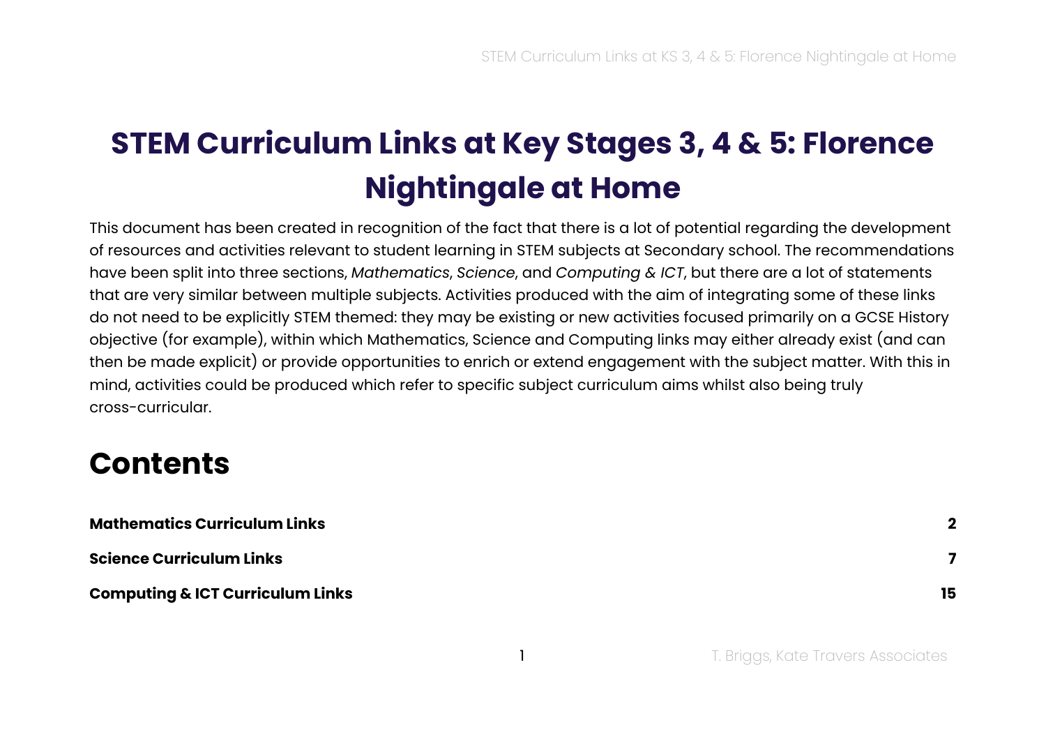# STEM Curriculum Links at Key Stages 3, 4 & 5: Florence Nightingale at Home

This document has been created in recognition of the fact that there is a lot of potential regarding the development of resources and activities relevant to student learning in STEM subjects at Secondary school. The recommendations have been split into three sections, *Mathematics*, *Science*, and *Computing & ICT*, but there are a lot of statements that are very similar between multiple subjects. Activities produced with the aim of integrating some of these links do not need to be explicitly STEM themed: they may be existing or new activities focused primarily on a GCSE History objective (for example), within which Mathematics, Science and Computing links may either already exist (and can then be made explicit) or provide opportunities to enrich or extend engagement with the subject matter. With this in mind, activities could be produced which refer to specific subject curriculum aims whilst also being truly cross-curricular.

## Contents

| | |
|---|---|
| **Mathematics Curriculum Links** | **2** |
| **Science Curriculum Links** | **7** |
| **Computing & ICT Curriculum Links** | **15** |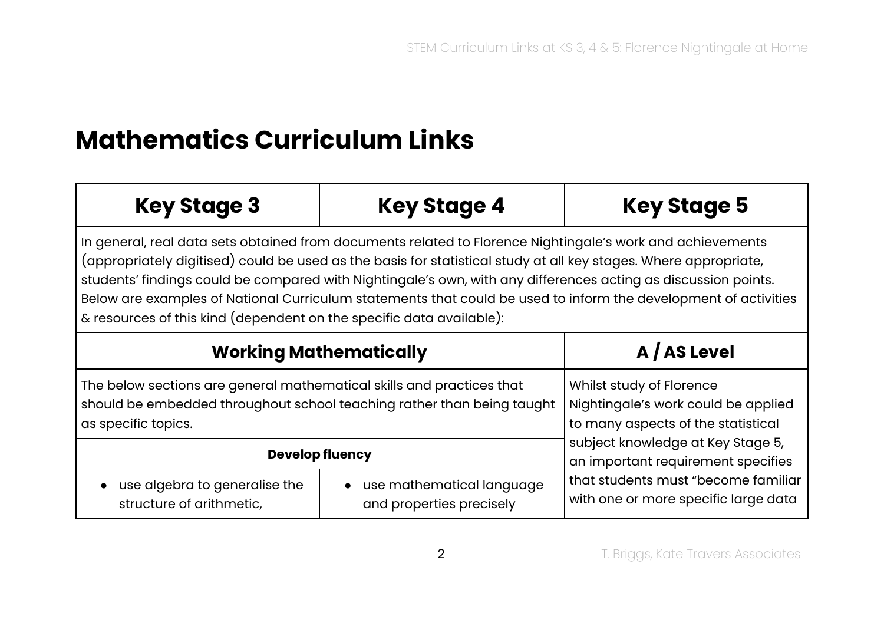# Mathematics Curriculum Links

| Key Stage 3 | Key Stage 4 | Key Stage 5 |
|---|---|---|
| In general, real data sets obtained from documents related to Florence Nightingale's work and achievements (appropriately digitised) could be used as the basis for statistical study at all key stages. Where appropriate, students' findings could be compared with Nightingale's own, with any differences acting as discussion points. Below are examples of National Curriculum statements that could be used to inform the development of activities & resources of this kind (dependent on the specific data available): | | |
| **Working Mathematically** | | **A / AS Level** |
| The below sections are general mathematical skills and practices that should be embedded throughout school teaching rather than being taught as specific topics. | | Whilst study of Florence Nightingale's work could be applied to many aspects of the statistical subject knowledge at Key Stage 5, an important requirement specifies that students must "become familiar with one or more specific large data |
| **Develop fluency** | | |
| • use algebra to generalise the structure of arithmetic, | • use mathematical language and properties precisely | |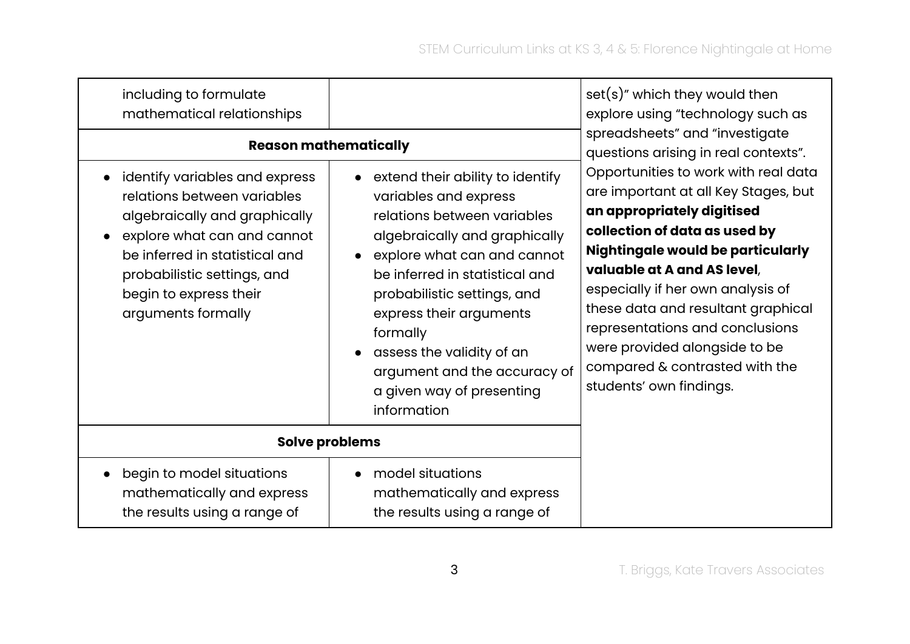| | | |
|---|---|---|
| including to formulate mathematical relationships | | set(s)" which they would then explore using "technology such as spreadsheets" and "investigate questions arising in real contexts". Opportunities to work with real data are important at all Key Stages, but **an appropriately digitised collection of data as used by Nightingale would be particularly valuable at A and AS level**, especially if her own analysis of these data and resultant graphical representations and conclusions were provided alongside to be compared & contrasted with the students' own findings. |
| **Reason mathematically** | | |
| • identify variables and express relations between variables algebraically and graphically<br>• explore what can and cannot be inferred in statistical and probabilistic settings, and begin to express their arguments formally | • extend their ability to identify variables and express relations between variables algebraically and graphically<br>• explore what can and cannot be inferred in statistical and probabilistic settings, and express their arguments formally<br>• assess the validity of an argument and the accuracy of a given way of presenting information | |
| **Solve problems** | | |
| • begin to model situations mathematically and express the results using a range of | • model situations mathematically and express the results using a range of | |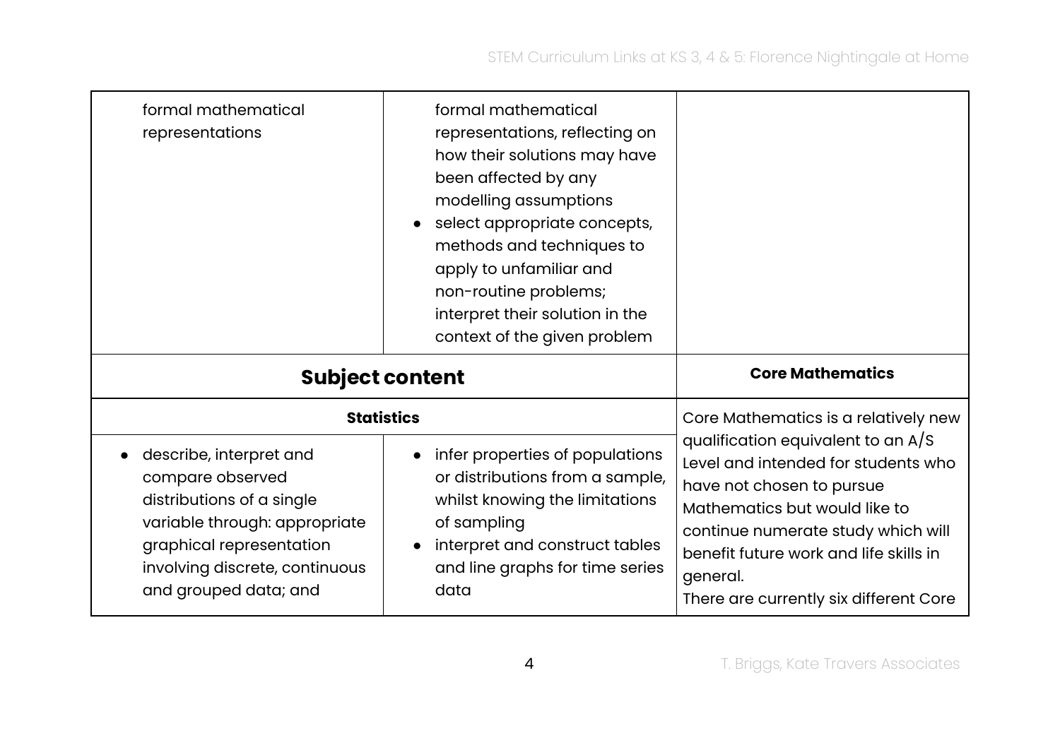| | | |
|---|---|---|
| formal mathematical representations | formal mathematical representations, reflecting on how their solutions may have been affected by any modelling assumptions<br>• select appropriate concepts, methods and techniques to apply to unfamiliar and non-routine problems; interpret their solution in the context of the given problem | |
| **Subject content** | | **Core Mathematics** |
| **Statistics** | | Core Mathematics is a relatively new qualification equivalent to an A/S Level and intended for students who have not chosen to pursue Mathematics but would like to continue numerate study which will benefit future work and life skills in general.<br>There are currently six different Core |
| • describe, interpret and compare observed distributions of a single variable through: appropriate graphical representation involving discrete, continuous and grouped data; and | • infer properties of populations or distributions from a sample, whilst knowing the limitations of sampling<br>• interpret and construct tables and line graphs for time series data | |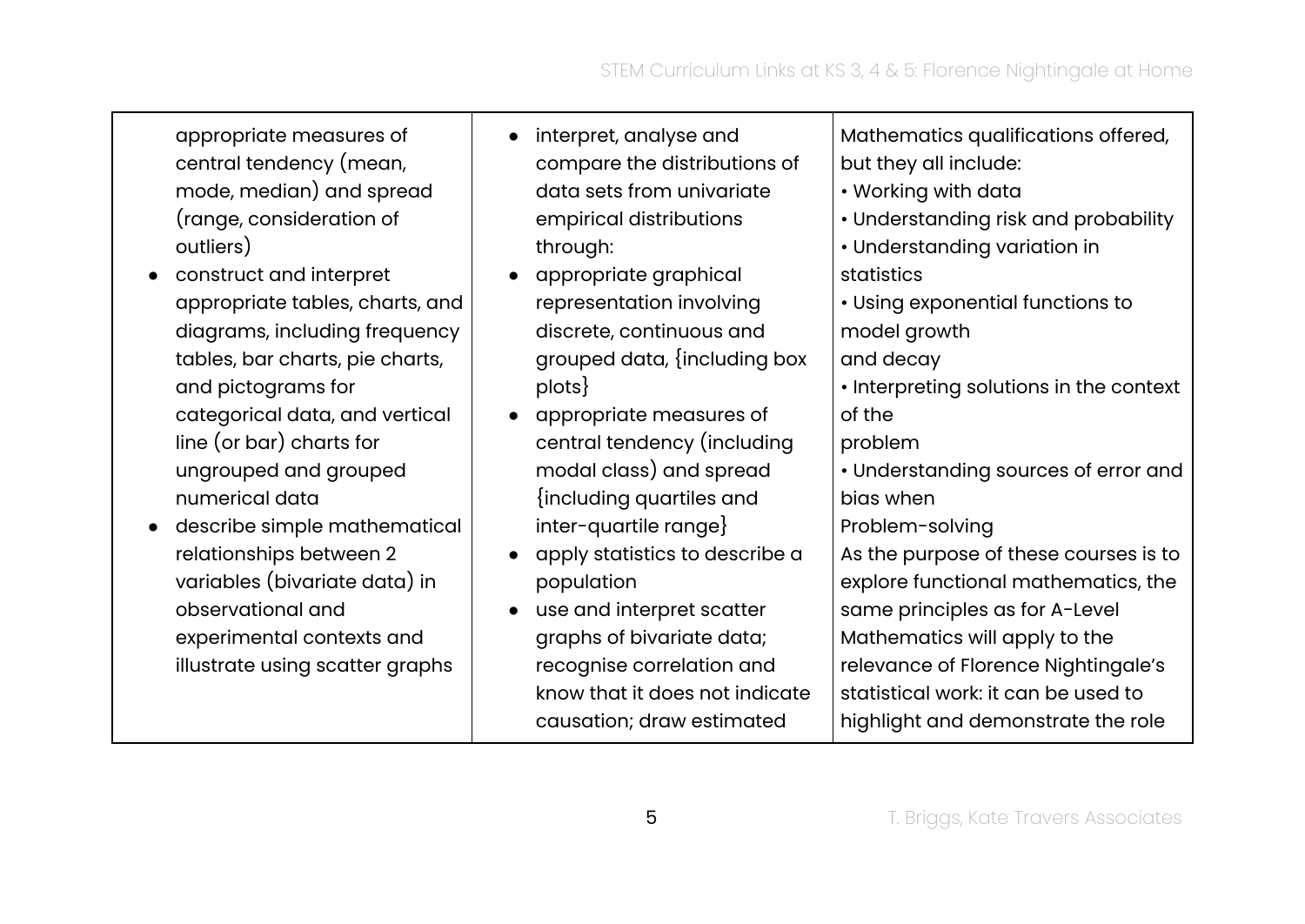| | | |
|---|---|---|
| appropriate measures of central tendency (mean, mode, median) and spread (range, consideration of outliers)<br>● construct and interpret appropriate tables, charts, and diagrams, including frequency tables, bar charts, pie charts, and pictograms for categorical data, and vertical line (or bar) charts for ungrouped and grouped numerical data<br>● describe simple mathematical relationships between 2 variables (bivariate data) in observational and experimental contexts and illustrate using scatter graphs | ● interpret, analyse and compare the distributions of data sets from univariate empirical distributions through:<br>● appropriate graphical representation involving discrete, continuous and grouped data, {including box plots}<br>● appropriate measures of central tendency (including modal class) and spread {including quartiles and inter-quartile range}<br>● apply statistics to describe a population<br>● use and interpret scatter graphs of bivariate data; recognise correlation and know that it does not indicate causation; draw estimated | Mathematics qualifications offered, but they all include:<br>• Working with data<br>• Understanding risk and probability<br>• Understanding variation in statistics<br>• Using exponential functions to model growth and decay<br>• Interpreting solutions in the context of the problem<br>• Understanding sources of error and bias when Problem-solving<br>As the purpose of these courses is to explore functional mathematics, the same principles as for A-Level Mathematics will apply to the relevance of Florence Nightingale's statistical work: it can be used to highlight and demonstrate the role |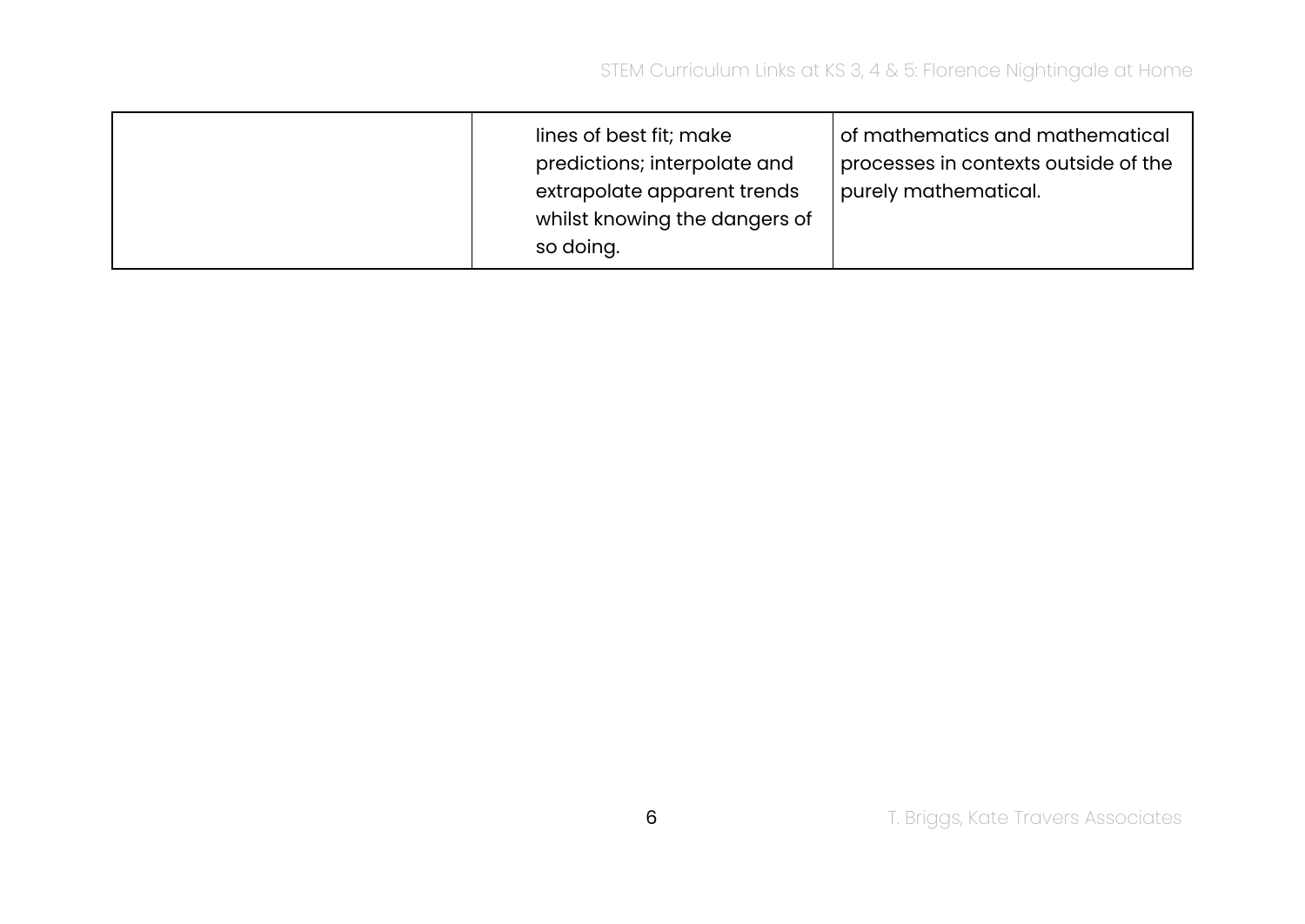| | | |
|---|---|---|
| | lines of best fit; make predictions; interpolate and extrapolate apparent trends whilst knowing the dangers of so doing. | of mathematics and mathematical processes in contexts outside of the purely mathematical. |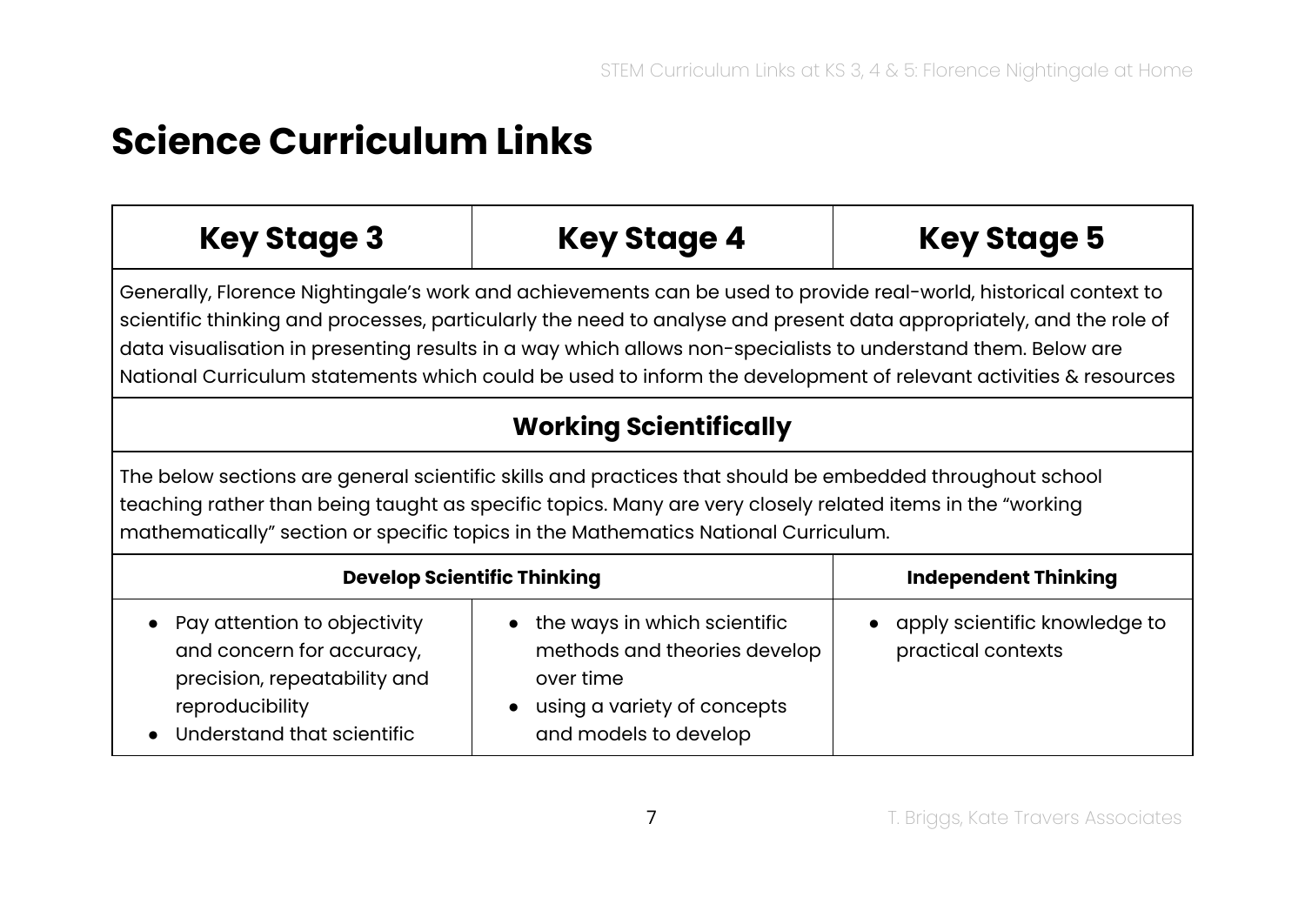# Science Curriculum Links

| Key Stage 3 | Key Stage 4 | Key Stage 5 |
|---|---|---|
| Generally, Florence Nightingale's work and achievements can be used to provide real-world, historical context to scientific thinking and processes, particularly the need to analyse and present data appropriately, and the role of data visualisation in presenting results in a way which allows non-specialists to understand them. Below are National Curriculum statements which could be used to inform the development of relevant activities & resources | | |
| **Working Scientifically** | | |
| The below sections are general scientific skills and practices that should be embedded throughout school teaching rather than being taught as specific topics. Many are very closely related items in the "working mathematically" section or specific topics in the Mathematics National Curriculum. | | |
| **Develop Scientific Thinking** | | **Independent Thinking** |
| • Pay attention to objectivity and concern for accuracy, precision, repeatability and reproducibility<br>• Understand that scientific | • the ways in which scientific methods and theories develop over time<br>• using a variety of concepts and models to develop | • apply scientific knowledge to practical contexts |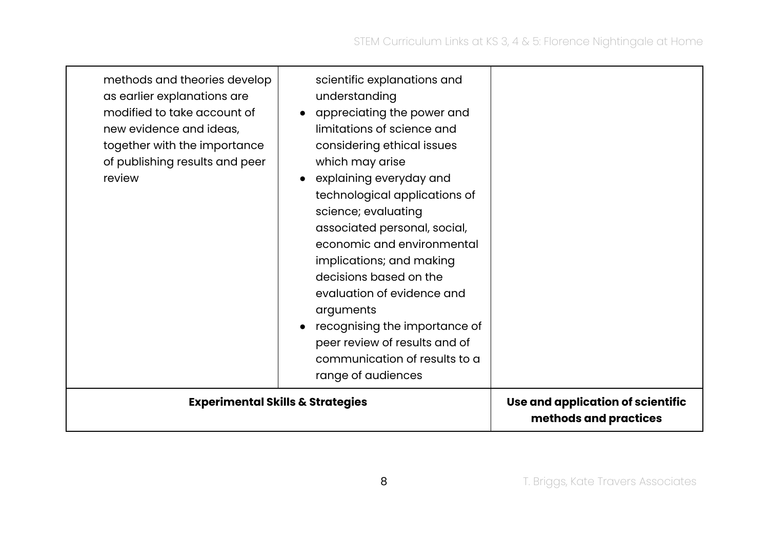| | | |
|---|---|---|
| methods and theories develop as earlier explanations are modified to take account of new evidence and ideas, together with the importance of publishing results and peer review | scientific explanations and understanding<br>• appreciating the power and limitations of science and considering ethical issues which may arise<br>• explaining everyday and technological applications of science; evaluating associated personal, social, economic and environmental implications; and making decisions based on the evaluation of evidence and arguments<br>• recognising the importance of peer review of results and of communication of results to a range of audiences | |
| **Experimental Skills & Strategies** | | **Use and application of scientific methods and practices** |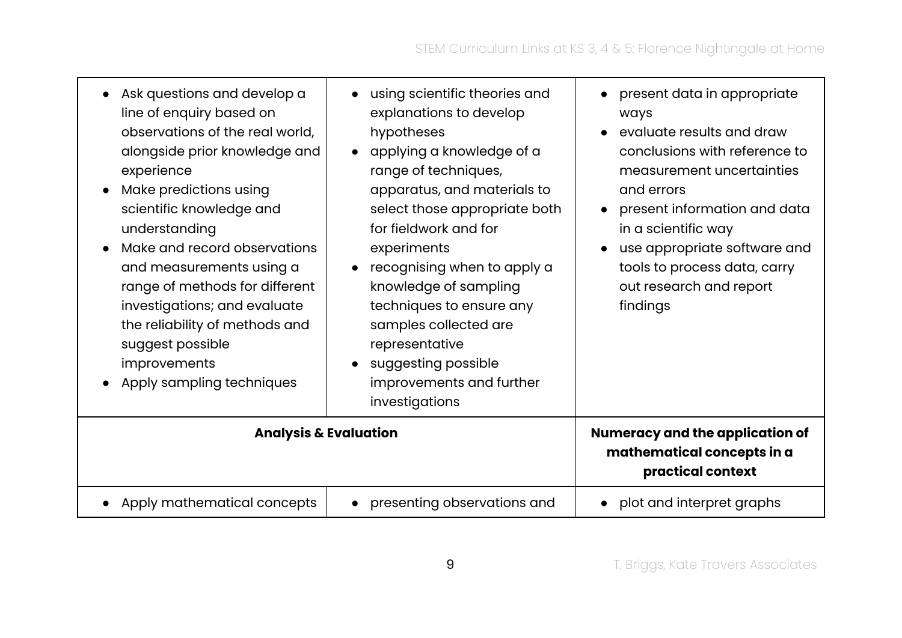| | | |
|---|---|---|
| • Ask questions and develop a line of enquiry based on observations of the real world, alongside prior knowledge and experience<br>• Make predictions using scientific knowledge and understanding<br>• Make and record observations and measurements using a range of methods for different investigations; and evaluate the reliability of methods and suggest possible improvements<br>• Apply sampling techniques | • using scientific theories and explanations to develop hypotheses<br>• applying a knowledge of a range of techniques, apparatus, and materials to select those appropriate both for fieldwork and for experiments<br>• recognising when to apply a knowledge of sampling techniques to ensure any samples collected are representative<br>• suggesting possible improvements and further investigations | • present data in appropriate ways<br>• evaluate results and draw conclusions with reference to measurement uncertainties and errors<br>• present information and data in a scientific way<br>• use appropriate software and tools to process data, carry out research and report findings |
| **Analysis & Evaluation** | | **Numeracy and the application of mathematical concepts in a practical context** |
| • Apply mathematical concepts | • presenting observations and | • plot and interpret graphs |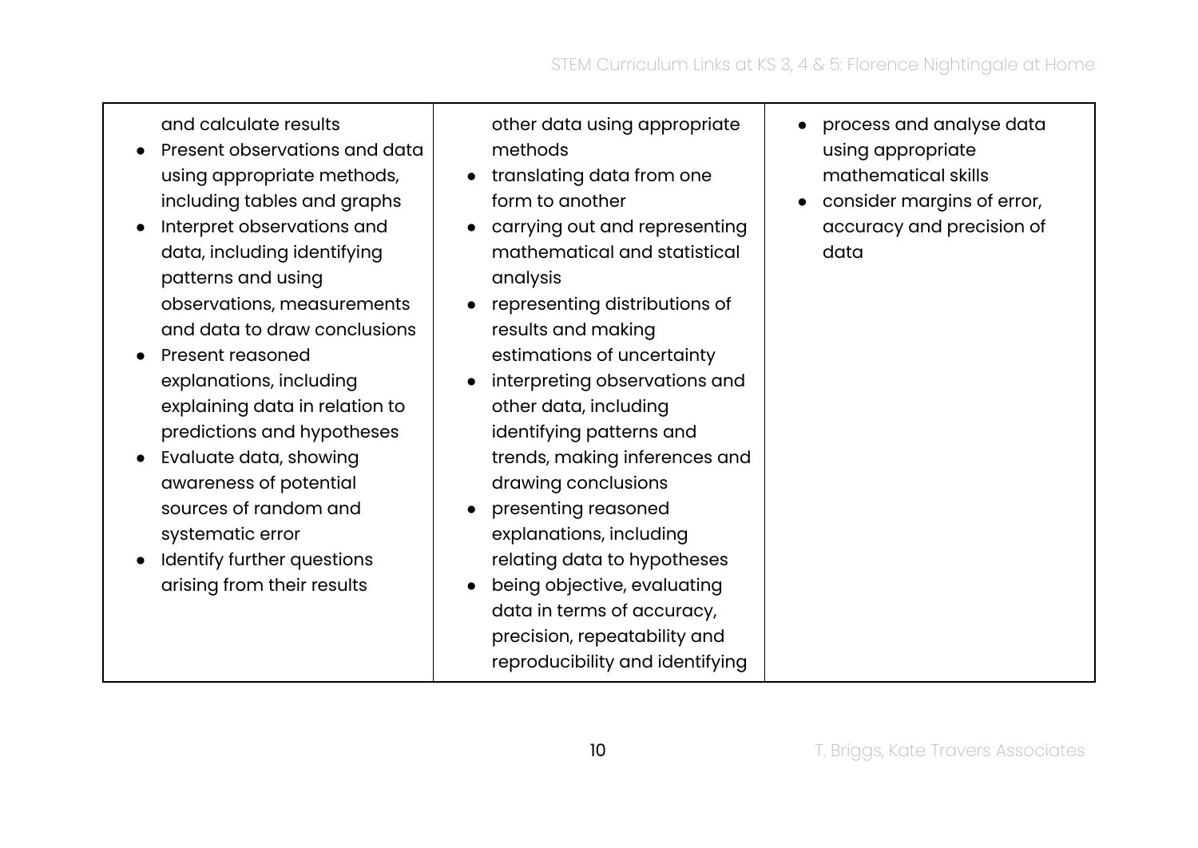| | | |
|---|---|---|
| and calculate results<br>• Present observations and data using appropriate methods, including tables and graphs<br>• Interpret observations and data, including identifying patterns and using observations, measurements and data to draw conclusions<br>• Present reasoned explanations, including explaining data in relation to predictions and hypotheses<br>• Evaluate data, showing awareness of potential sources of random and systematic error<br>• Identify further questions arising from their results | other data using appropriate methods<br>• translating data from one form to another<br>• carrying out and representing mathematical and statistical analysis<br>• representing distributions of results and making estimations of uncertainty<br>• interpreting observations and other data, including identifying patterns and trends, making inferences and drawing conclusions<br>• presenting reasoned explanations, including relating data to hypotheses<br>• being objective, evaluating data in terms of accuracy, precision, repeatability and reproducibility and identifying | • process and analyse data using appropriate mathematical skills<br>• consider margins of error, accuracy and precision of data |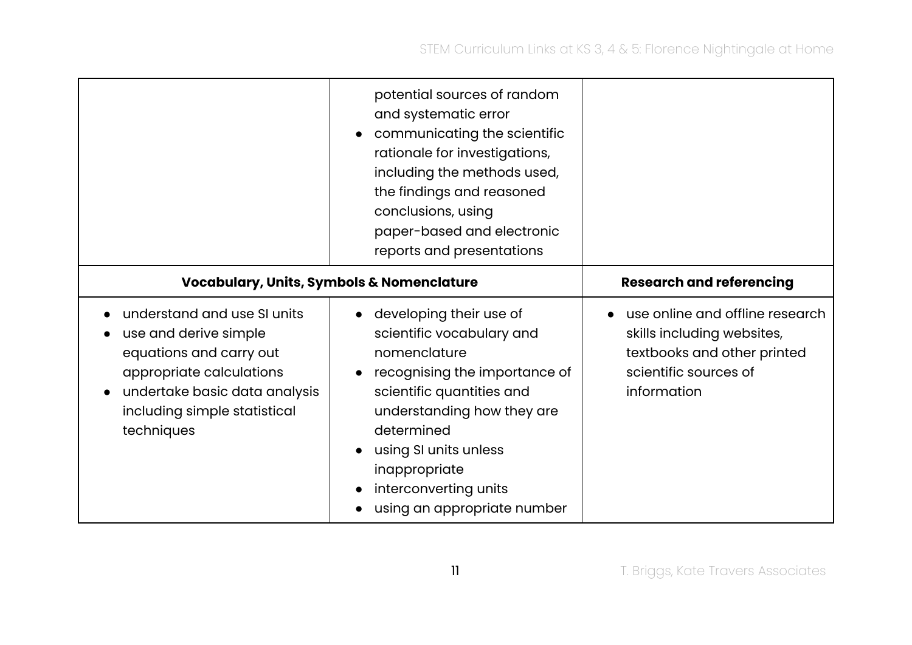| | | |
|---|---|---|
| | potential sources of random and systematic error<br>• communicating the scientific rationale for investigations, including the methods used, the findings and reasoned conclusions, using paper-based and electronic reports and presentations | |
| **Vocabulary, Units, Symbols & Nomenclature** | | **Research and referencing** |
| • understand and use SI units<br>• use and derive simple equations and carry out appropriate calculations<br>• undertake basic data analysis including simple statistical techniques | • developing their use of scientific vocabulary and nomenclature<br>• recognising the importance of scientific quantities and understanding how they are determined<br>• using SI units unless inappropriate<br>• interconverting units<br>• using an appropriate number | • use online and offline research skills including websites, textbooks and other printed scientific sources of information |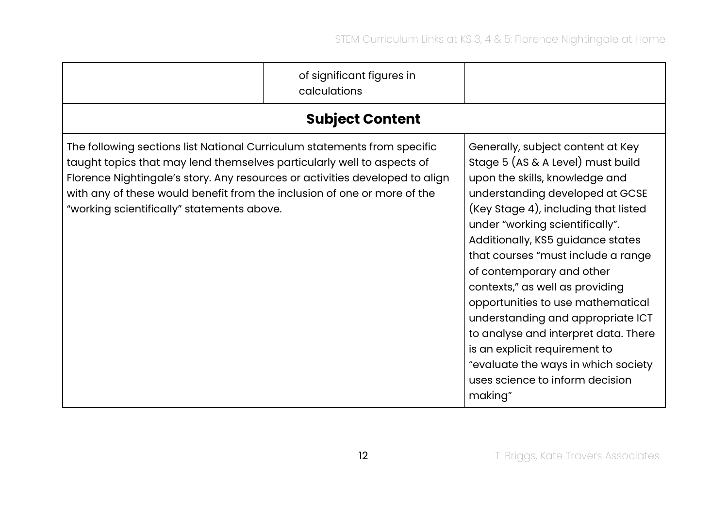|  | of significant figures in calculations |  |
|---|---|---|
| **Subject Content** | | |
| The following sections list National Curriculum statements from specific taught topics that may lend themselves particularly well to aspects of Florence Nightingale's story. Any resources or activities developed to align with any of these would benefit from the inclusion of one or more of the "working scientifically" statements above. | | Generally, subject content at Key Stage 5 (AS & A Level) must build upon the skills, knowledge and understanding developed at GCSE (Key Stage 4), including that listed under "working scientifically". Additionally, KS5 guidance states that courses "must include a range of contemporary and other contexts," as well as providing opportunities to use mathematical understanding and appropriate ICT to analyse and interpret data. There is an explicit requirement to "evaluate the ways in which society uses science to inform decision making" |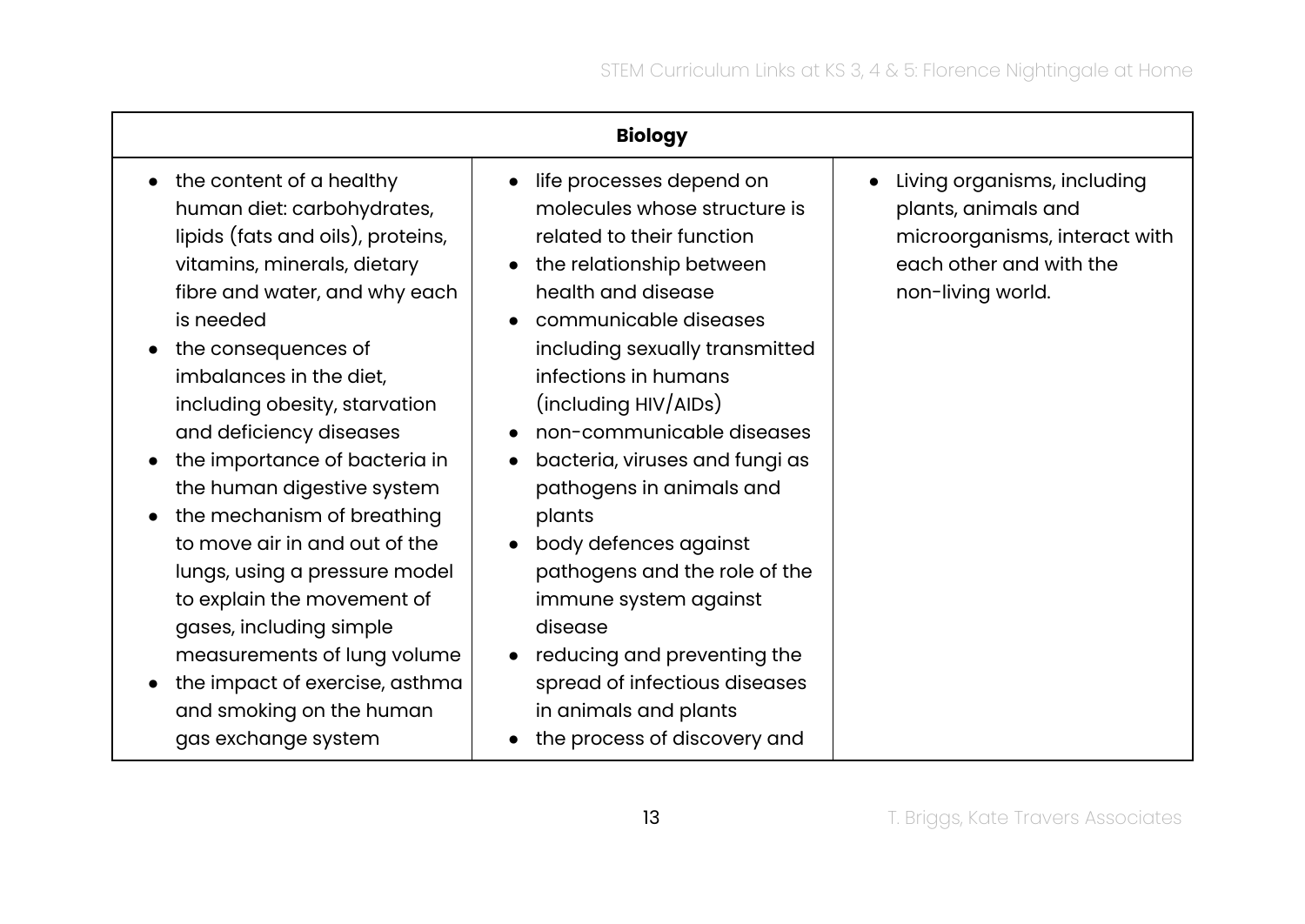| Biology | | |
|---|---|---|
| • the content of a healthy human diet: carbohydrates, lipids (fats and oils), proteins, vitamins, minerals, dietary fibre and water, and why each is needed<br>• the consequences of imbalances in the diet, including obesity, starvation and deficiency diseases<br>• the importance of bacteria in the human digestive system<br>• the mechanism of breathing to move air in and out of the lungs, using a pressure model to explain the movement of gases, including simple measurements of lung volume<br>• the impact of exercise, asthma and smoking on the human gas exchange system | • life processes depend on molecules whose structure is related to their function<br>• the relationship between health and disease<br>• communicable diseases including sexually transmitted infections in humans (including HIV/AIDs)<br>• non-communicable diseases<br>• bacteria, viruses and fungi as pathogens in animals and plants<br>• body defences against pathogens and the role of the immune system against disease<br>• reducing and preventing the spread of infectious diseases in animals and plants<br>• the process of discovery and | • Living organisms, including plants, animals and microorganisms, interact with each other and with the non-living world. |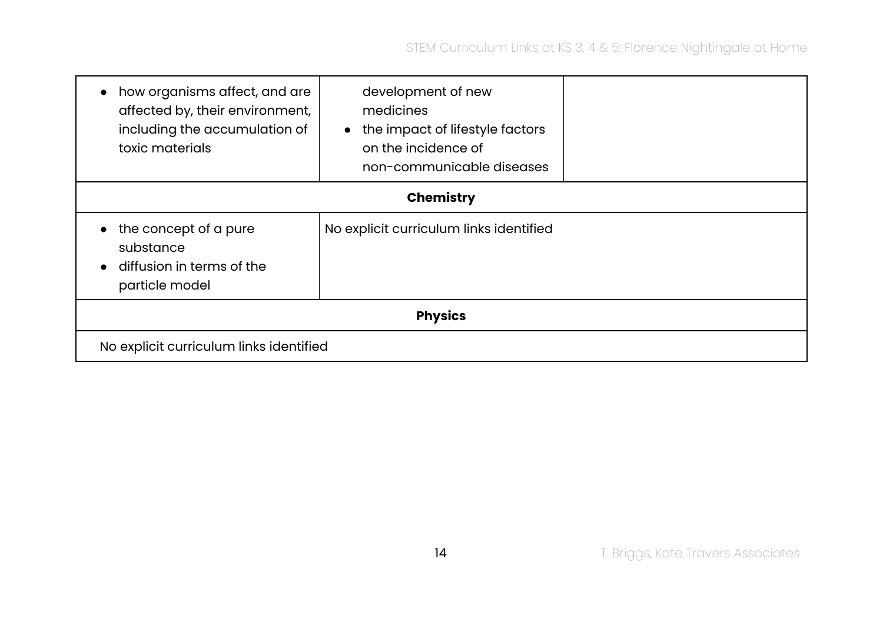| | | |
|---|---|---|
| • how organisms affect, and are affected by, their environment, including the accumulation of toxic materials | development of new medicines<br>• the impact of lifestyle factors on the incidence of non-communicable diseases | |
| **Chemistry** | | |
| • the concept of a pure substance<br>• diffusion in terms of the particle model | No explicit curriculum links identified | |
| **Physics** | | |
| No explicit curriculum links identified | | |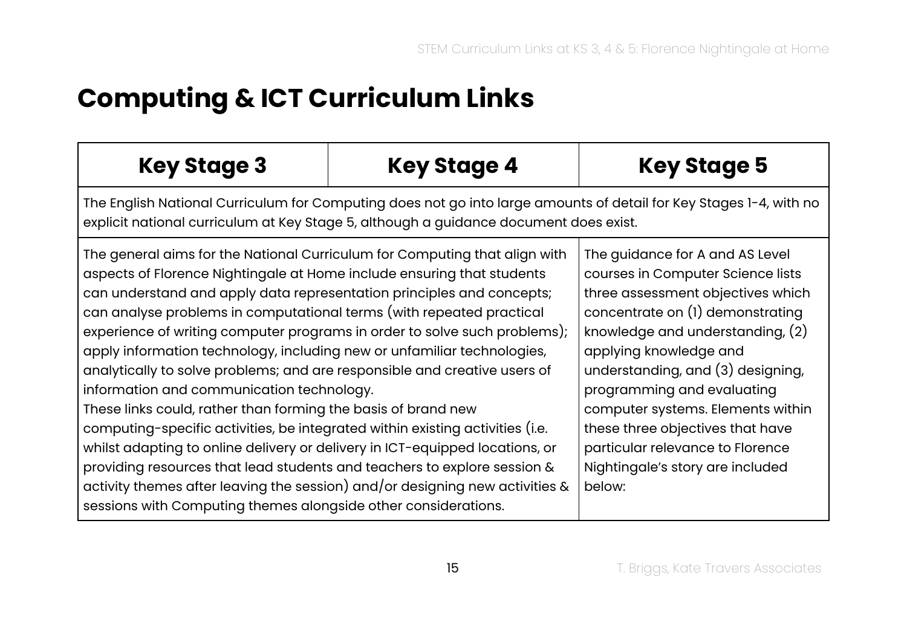# Computing & ICT Curriculum Links

| Key Stage 3 | Key Stage 4 | Key Stage 5 |
|---|---|---|
| The English National Curriculum for Computing does not go into large amounts of detail for Key Stages 1-4, with no explicit national curriculum at Key Stage 5, although a guidance document does exist. | | |
| The general aims for the National Curriculum for Computing that align with aspects of Florence Nightingale at Home include ensuring that students can understand and apply data representation principles and concepts; can analyse problems in computational terms (with repeated practical experience of writing computer programs in order to solve such problems); apply information technology, including new or unfamiliar technologies, analytically to solve problems; and are responsible and creative users of information and communication technology.<br>These links could, rather than forming the basis of brand new computing-specific activities, be integrated within existing activities (i.e. whilst adapting to online delivery or delivery in ICT-equipped locations, or providing resources that lead students and teachers to explore session & activity themes after leaving the session) and/or designing new activities & sessions with Computing themes alongside other considerations. | | The guidance for A and AS Level courses in Computer Science lists three assessment objectives which concentrate on (1) demonstrating knowledge and understanding, (2) applying knowledge and understanding, and (3) designing, programming and evaluating computer systems. Elements within these three objectives that have particular relevance to Florence Nightingale's story are included below: |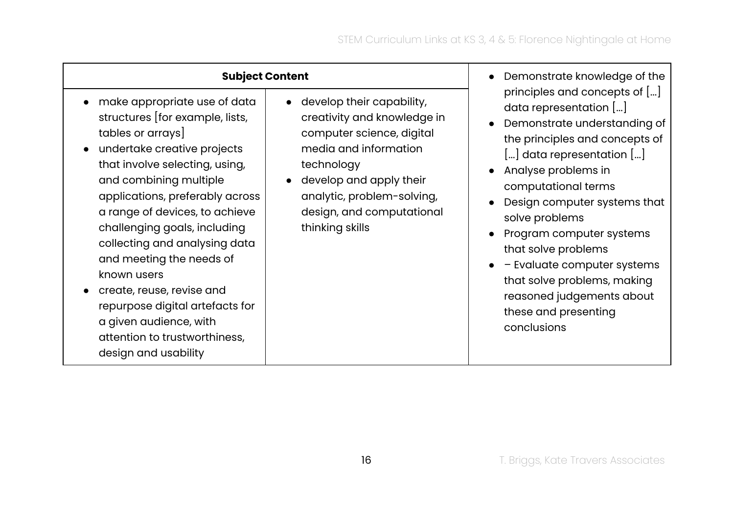| Subject Content | | |
|---|---|---|
| <ul><li>make appropriate use of data structures [for example, lists, tables or arrays]</li><li>undertake creative projects that involve selecting, using, and combining multiple applications, preferably across a range of devices, to achieve challenging goals, including collecting and analysing data and meeting the needs of known users</li><li>create, reuse, revise and repurpose digital artefacts for a given audience, with attention to trustworthiness, design and usability</li></ul> | <ul><li>develop their capability, creativity and knowledge in computer science, digital media and information technology</li><li>develop and apply their analytic, problem-solving, design, and computational thinking skills</li></ul> | <ul><li>Demonstrate knowledge of the principles and concepts of […] data representation […]</li><li>Demonstrate understanding of the principles and concepts of […] data representation […]</li><li>Analyse problems in computational terms</li><li>Design computer systems that solve problems</li><li>Program computer systems that solve problems</li><li>– Evaluate computer systems that solve problems, making reasoned judgements about these and presenting conclusions</li></ul> |